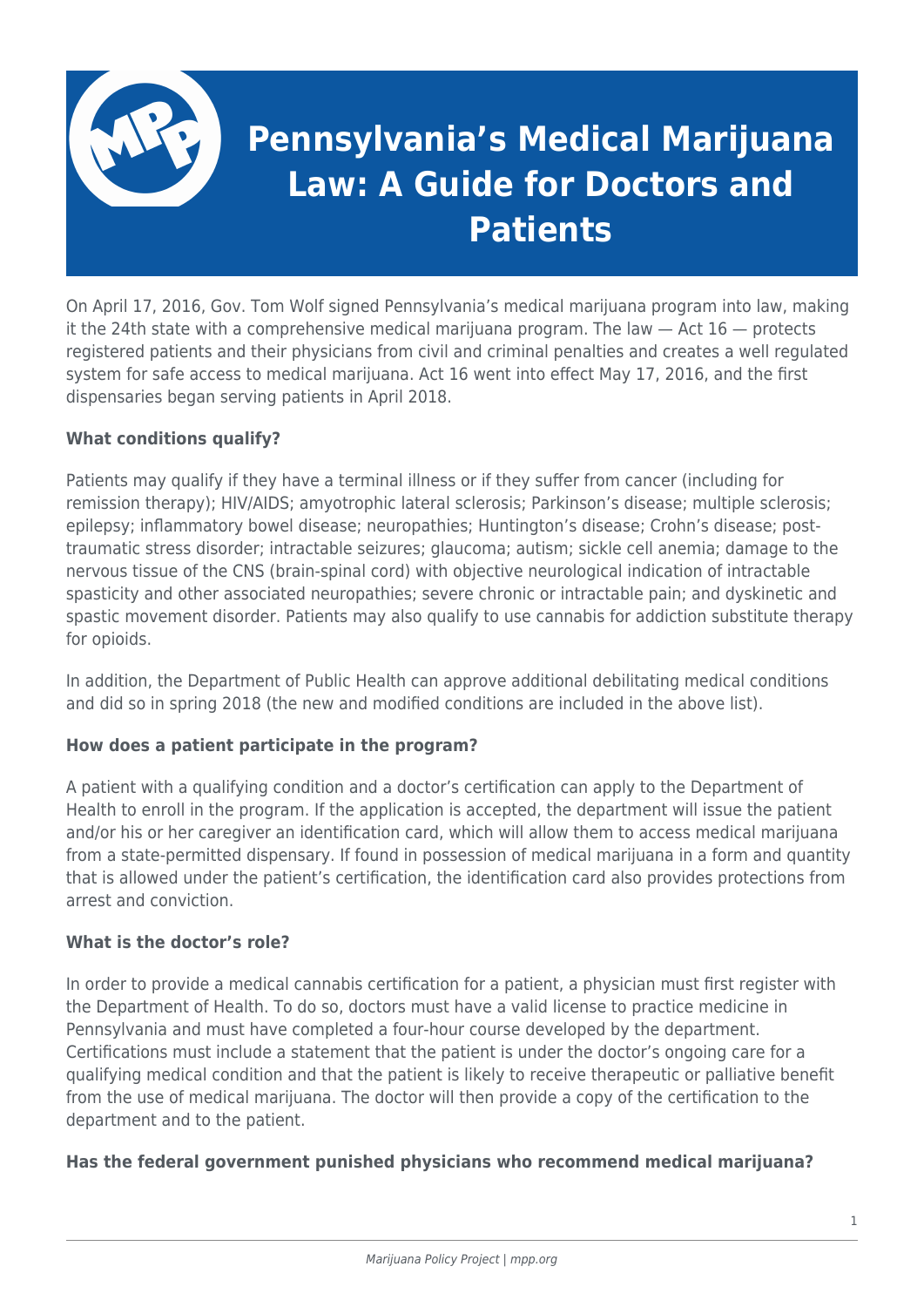# Pennsylvania's Medical Marijuana Law: A Guide for Doctors and Patients

On April 17, 2016, Gov. Tom Wolf signed Pennsylvania's medical marijuana program into law, making it the 24th state with a comprehensive medical marijuana program. The law — Act 16 — protects registered patients and their physicians from civil and criminal penalties and creates a well regulated system for safe access to medical marijuana. Act 16 went into effect May 17, 2016, and the first dispensaries began serving patients in April 2018.

**What conditions qualify?**

Patients may qualify if they have a terminal illness or if they suffer from cancer (including for remission therapy); HIV/AIDS; amyotrophic lateral sclerosis; Parkinson's disease; multiple sclerosis; epilepsy; inflammatory bowel disease; neuropathies; Huntington's disease; Crohn's disease; post-traumatic stress disorder; intractable seizures; glaucoma; autism; sickle cell anemia; damage to the nervous tissue of the CNS (brain-spinal cord) with objective neurological indication of intractable spasticity and other associated neuropathies; severe chronic or intractable pain; and dyskinetic and spastic movement disorder. Patients may also qualify to use cannabis for addiction substitute therapy for opioids.

In addition, the Department of Public Health can approve additional debilitating medical conditions and did so in spring 2018 (the new and modified conditions are included in the above list).

**How does a patient participate in the program?**

A patient with a qualifying condition and a doctor's certification can apply to the Department of Health to enroll in the program. If the application is accepted, the department will issue the patient and/or his or her caregiver an identification card, which will allow them to access medical marijuana from a state-permitted dispensary. If found in possession of medical marijuana in a form and quantity that is allowed under the patient's certification, the identification card also provides protections from arrest and conviction.

**What is the doctor's role?**

In order to provide a medical cannabis certification for a patient, a physician must first register with the Department of Health. To do so, doctors must have a valid license to practice medicine in Pennsylvania and must have completed a four-hour course developed by the department. Certifications must include a statement that the patient is under the doctor's ongoing care for a qualifying medical condition and that the patient is likely to receive therapeutic or palliative benefit from the use of medical marijuana. The doctor will then provide a copy of the certification to the department and to the patient.

**Has the federal government punished physicians who recommend medical marijuana?**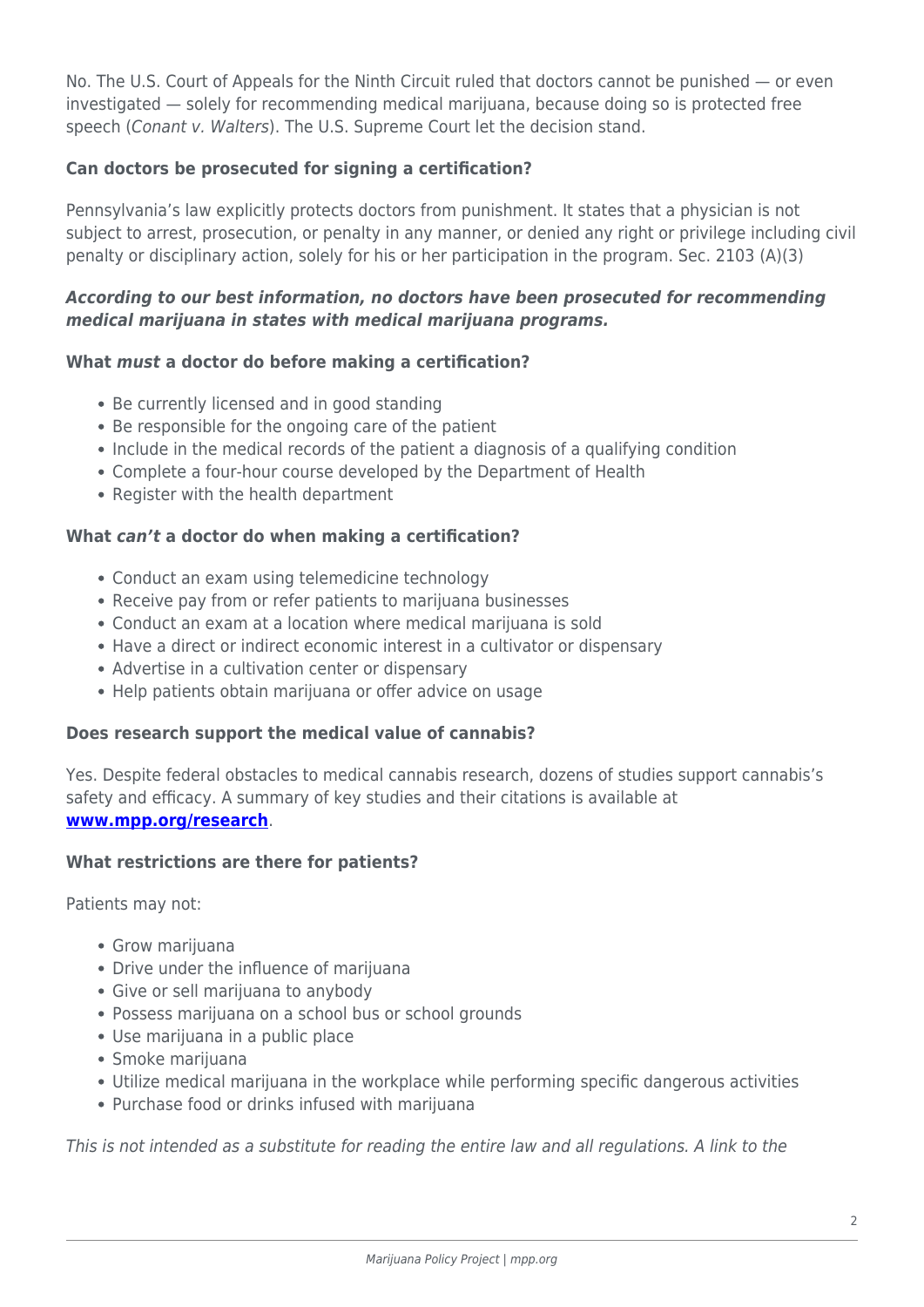No. The U.S. Court of Appeals for the Ninth Circuit ruled that doctors cannot be punished — or even investigated — solely for recommending medical marijuana, because doing so is protected free speech (*Conant v. Walters*). The U.S. Supreme Court let the decision stand.

**Can doctors be prosecuted for signing a certification?**

Pennsylvania's law explicitly protects doctors from punishment. It states that a physician is not subject to arrest, prosecution, or penalty in any manner, or denied any right or privilege including civil penalty or disciplinary action, solely for his or her participation in the program. Sec. 2103 (A)(3)

***According to our best information, no doctors have been prosecuted for recommending medical marijuana in states with medical marijuana programs.***

**What *must* a doctor do before making a certification?**

- Be currently licensed and in good standing
- Be responsible for the ongoing care of the patient
- Include in the medical records of the patient a diagnosis of a qualifying condition
- Complete a four-hour course developed by the Department of Health
- Register with the health department

**What *can't* a doctor do when making a certification?**

- Conduct an exam using telemedicine technology
- Receive pay from or refer patients to marijuana businesses
- Conduct an exam at a location where medical marijuana is sold
- Have a direct or indirect economic interest in a cultivator or dispensary
- Advertise in a cultivation center or dispensary
- Help patients obtain marijuana or offer advice on usage

**Does research support the medical value of cannabis?**

Yes. Despite federal obstacles to medical cannabis research, dozens of studies support cannabis's safety and efficacy. A summary of key studies and their citations is available at **www.mpp.org/research**.

**What restrictions are there for patients?**

Patients may not:

- Grow marijuana
- Drive under the influence of marijuana
- Give or sell marijuana to anybody
- Possess marijuana on a school bus or school grounds
- Use marijuana in a public place
- Smoke marijuana
- Utilize medical marijuana in the workplace while performing specific dangerous activities
- Purchase food or drinks infused with marijuana

*This is not intended as a substitute for reading the entire law and all regulations. A link to the*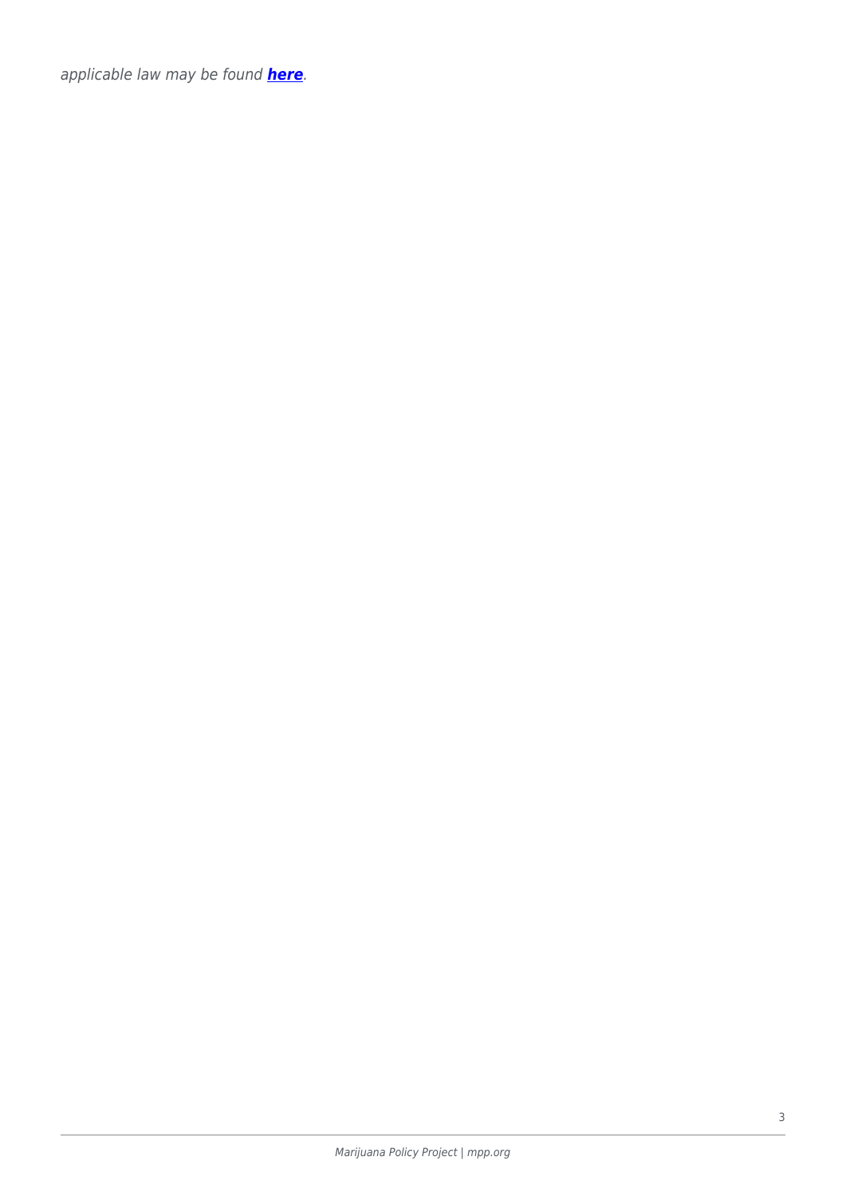*applicable law may be found **here**.*